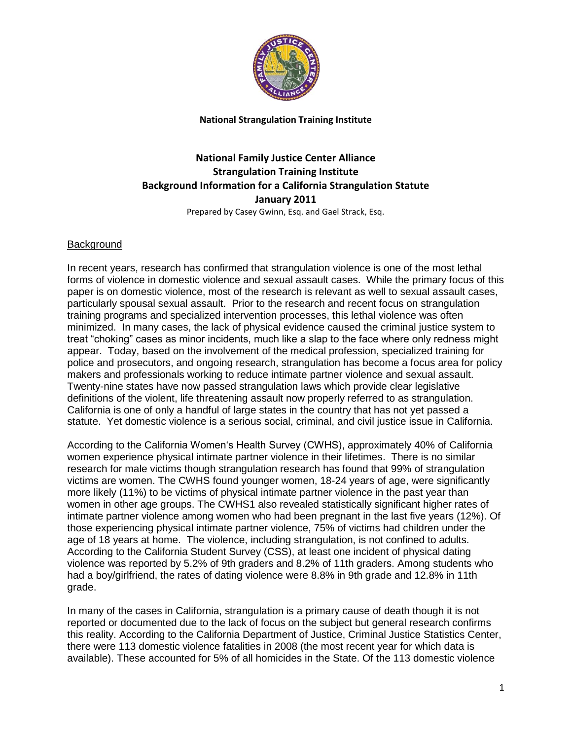**National Strangulation Training Institute**

# National Family Justice Center Alliance
# Strangulation Training Institute
# Background Information for a California Strangulation Statute
# January 2011

Prepared by Casey Gwinn, Esq. and Gael Strack, Esq.

## Background

In recent years, research has confirmed that strangulation violence is one of the most lethal forms of violence in domestic violence and sexual assault cases. While the primary focus of this paper is on domestic violence, most of the research is relevant as well to sexual assault cases, particularly spousal sexual assault. Prior to the research and recent focus on strangulation training programs and specialized intervention processes, this lethal violence was often minimized. In many cases, the lack of physical evidence caused the criminal justice system to treat "choking" cases as minor incidents, much like a slap to the face where only redness might appear. Today, based on the involvement of the medical profession, specialized training for police and prosecutors, and ongoing research, strangulation has become a focus area for policy makers and professionals working to reduce intimate partner violence and sexual assault. Twenty-nine states have now passed strangulation laws which provide clear legislative definitions of the violent, life threatening assault now properly referred to as strangulation. California is one of only a handful of large states in the country that has not yet passed a statute. Yet domestic violence is a serious social, criminal, and civil justice issue in California.

According to the California Women's Health Survey (CWHS), approximately 40% of California women experience physical intimate partner violence in their lifetimes. There is no similar research for male victims though strangulation research has found that 99% of strangulation victims are women. The CWHS found younger women, 18-24 years of age, were significantly more likely (11%) to be victims of physical intimate partner violence in the past year than women in other age groups. The CWHS1 also revealed statistically significant higher rates of intimate partner violence among women who had been pregnant in the last five years (12%). Of those experiencing physical intimate partner violence, 75% of victims had children under the age of 18 years at home. The violence, including strangulation, is not confined to adults. According to the California Student Survey (CSS), at least one incident of physical dating violence was reported by 5.2% of 9th graders and 8.2% of 11th graders. Among students who had a boy/girlfriend, the rates of dating violence were 8.8% in 9th grade and 12.8% in 11th grade.

In many of the cases in California, strangulation is a primary cause of death though it is not reported or documented due to the lack of focus on the subject but general research confirms this reality. According to the California Department of Justice, Criminal Justice Statistics Center, there were 113 domestic violence fatalities in 2008 (the most recent year for which data is available). These accounted for 5% of all homicides in the State. Of the 113 domestic violence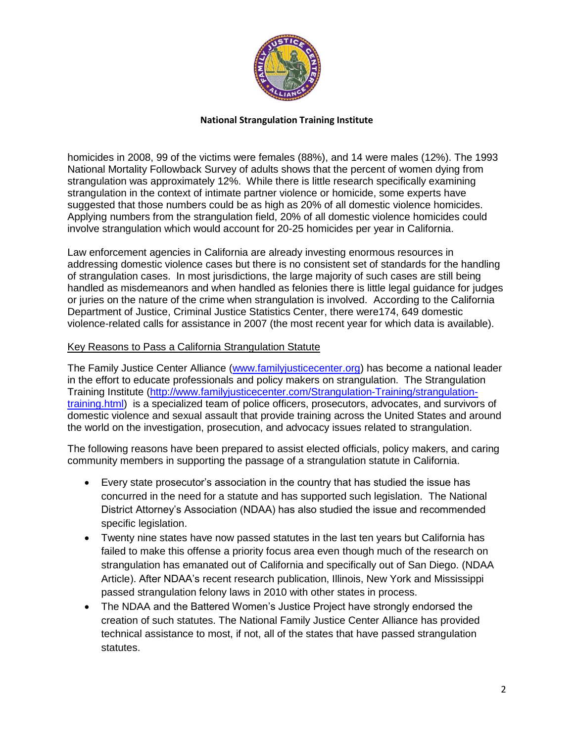homicides in 2008, 99 of the victims were females (88%), and 14 were males (12%). The 1993 National Mortality Followback Survey of adults shows that the percent of women dying from strangulation was approximately 12%. While there is little research specifically examining strangulation in the context of intimate partner violence or homicide, some experts have suggested that those numbers could be as high as 20% of all domestic violence homicides. Applying numbers from the strangulation field, 20% of all domestic violence homicides could involve strangulation which would account for 20-25 homicides per year in California.

Law enforcement agencies in California are already investing enormous resources in addressing domestic violence cases but there is no consistent set of standards for the handling of strangulation cases. In most jurisdictions, the large majority of such cases are still being handled as misdemeanors and when handled as felonies there is little legal guidance for judges or juries on the nature of the crime when strangulation is involved. According to the California Department of Justice, Criminal Justice Statistics Center, there were174, 649 domestic violence-related calls for assistance in 2007 (the most recent year for which data is available).

Key Reasons to Pass a California Strangulation Statute

The Family Justice Center Alliance (www.familyjusticecenter.org) has become a national leader in the effort to educate professionals and policy makers on strangulation. The Strangulation Training Institute (http://www.familyjusticecenter.com/Strangulation-Training/strangulation-training.html) is a specialized team of police officers, prosecutors, advocates, and survivors of domestic violence and sexual assault that provide training across the United States and around the world on the investigation, prosecution, and advocacy issues related to strangulation.

The following reasons have been prepared to assist elected officials, policy makers, and caring community members in supporting the passage of a strangulation statute in California.

- Every state prosecutor's association in the country that has studied the issue has concurred in the need for a statute and has supported such legislation. The National District Attorney's Association (NDAA) has also studied the issue and recommended specific legislation.
- Twenty nine states have now passed statutes in the last ten years but California has failed to make this offense a priority focus area even though much of the research on strangulation has emanated out of California and specifically out of San Diego. (NDAA Article). After NDAA's recent research publication, Illinois, New York and Mississippi passed strangulation felony laws in 2010 with other states in process.
- The NDAA and the Battered Women's Justice Project have strongly endorsed the creation of such statutes. The National Family Justice Center Alliance has provided technical assistance to most, if not, all of the states that have passed strangulation statutes.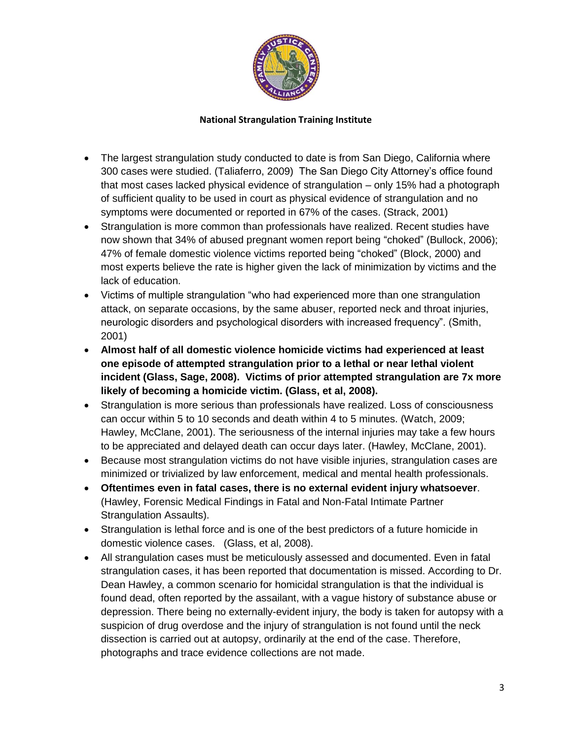**National Strangulation Training Institute**

- The largest strangulation study conducted to date is from San Diego, California where 300 cases were studied. (Taliaferro, 2009) The San Diego City Attorney's office found that most cases lacked physical evidence of strangulation – only 15% had a photograph of sufficient quality to be used in court as physical evidence of strangulation and no symptoms were documented or reported in 67% of the cases. (Strack, 2001)
- Strangulation is more common than professionals have realized. Recent studies have now shown that 34% of abused pregnant women report being "choked" (Bullock, 2006); 47% of female domestic violence victims reported being "choked" (Block, 2000) and most experts believe the rate is higher given the lack of minimization by victims and the lack of education.
- Victims of multiple strangulation "who had experienced more than one strangulation attack, on separate occasions, by the same abuser, reported neck and throat injuries, neurologic disorders and psychological disorders with increased frequency". (Smith, 2001)
- **Almost half of all domestic violence homicide victims had experienced at least one episode of attempted strangulation prior to a lethal or near lethal violent incident (Glass, Sage, 2008). Victims of prior attempted strangulation are 7x more likely of becoming a homicide victim. (Glass, et al, 2008).**
- Strangulation is more serious than professionals have realized. Loss of consciousness can occur within 5 to 10 seconds and death within 4 to 5 minutes. (Watch, 2009; Hawley, McClane, 2001). The seriousness of the internal injuries may take a few hours to be appreciated and delayed death can occur days later. (Hawley, McClane, 2001).
- Because most strangulation victims do not have visible injuries, strangulation cases are minimized or trivialized by law enforcement, medical and mental health professionals.
- **Oftentimes even in fatal cases, there is no external evident injury whatsoever**. (Hawley, Forensic Medical Findings in Fatal and Non-Fatal Intimate Partner Strangulation Assaults).
- Strangulation is lethal force and is one of the best predictors of a future homicide in domestic violence cases. (Glass, et al, 2008).
- All strangulation cases must be meticulously assessed and documented. Even in fatal strangulation cases, it has been reported that documentation is missed. According to Dr. Dean Hawley, a common scenario for homicidal strangulation is that the individual is found dead, often reported by the assailant, with a vague history of substance abuse or depression. There being no externally-evident injury, the body is taken for autopsy with a suspicion of drug overdose and the injury of strangulation is not found until the neck dissection is carried out at autopsy, ordinarily at the end of the case. Therefore, photographs and trace evidence collections are not made.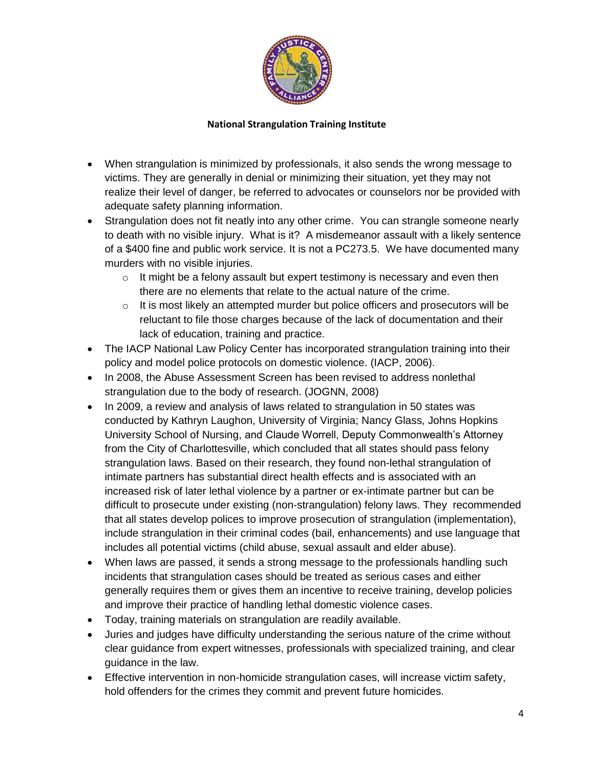- When strangulation is minimized by professionals, it also sends the wrong message to victims. They are generally in denial or minimizing their situation, yet they may not realize their level of danger, be referred to advocates or counselors nor be provided with adequate safety planning information.
- Strangulation does not fit neatly into any other crime. You can strangle someone nearly to death with no visible injury. What is it? A misdemeanor assault with a likely sentence of a $400 fine and public work service. It is not a PC273.5. We have documented many murders with no visible injuries.
  - It might be a felony assault but expert testimony is necessary and even then there are no elements that relate to the actual nature of the crime.
  - It is most likely an attempted murder but police officers and prosecutors will be reluctant to file those charges because of the lack of documentation and their lack of education, training and practice.
- The IACP National Law Policy Center has incorporated strangulation training into their policy and model police protocols on domestic violence. (IACP, 2006).
- In 2008, the Abuse Assessment Screen has been revised to address nonlethal strangulation due to the body of research. (JOGNN, 2008)
- In 2009, a review and analysis of laws related to strangulation in 50 states was conducted by Kathryn Laughon, University of Virginia; Nancy Glass, Johns Hopkins University School of Nursing, and Claude Worrell, Deputy Commonwealth's Attorney from the City of Charlottesville, which concluded that all states should pass felony strangulation laws. Based on their research, they found non-lethal strangulation of intimate partners has substantial direct health effects and is associated with an increased risk of later lethal violence by a partner or ex-intimate partner but can be difficult to prosecute under existing (non-strangulation) felony laws. They recommended that all states develop polices to improve prosecution of strangulation (implementation), include strangulation in their criminal codes (bail, enhancements) and use language that includes all potential victims (child abuse, sexual assault and elder abuse).
- When laws are passed, it sends a strong message to the professionals handling such incidents that strangulation cases should be treated as serious cases and either generally requires them or gives them an incentive to receive training, develop policies and improve their practice of handling lethal domestic violence cases.
- Today, training materials on strangulation are readily available.
- Juries and judges have difficulty understanding the serious nature of the crime without clear guidance from expert witnesses, professionals with specialized training, and clear guidance in the law.
- Effective intervention in non-homicide strangulation cases, will increase victim safety, hold offenders for the crimes they commit and prevent future homicides.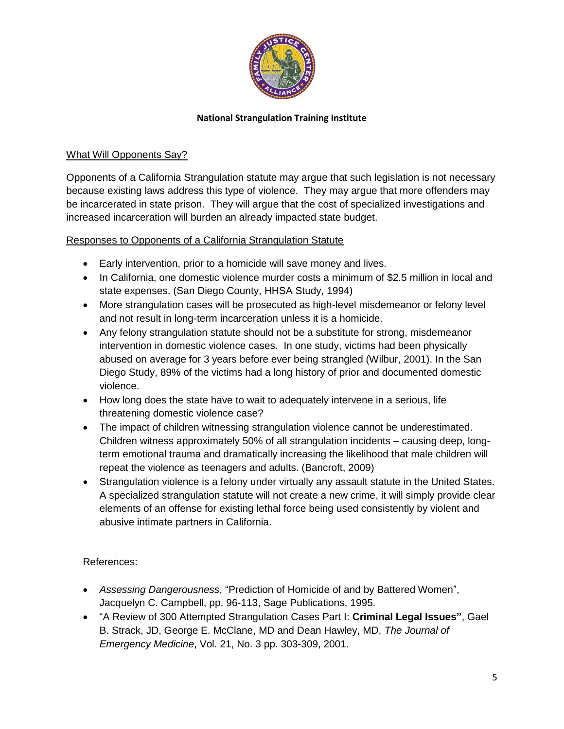**National Strangulation Training Institute**

What Will Opponents Say?

Opponents of a California Strangulation statute may argue that such legislation is not necessary because existing laws address this type of violence. They may argue that more offenders may be incarcerated in state prison. They will argue that the cost of specialized investigations and increased incarceration will burden an already impacted state budget.

Responses to Opponents of a California Strangulation Statute

- Early intervention, prior to a homicide will save money and lives.
- In California, one domestic violence murder costs a minimum of $2.5 million in local and state expenses. (San Diego County, HHSA Study, 1994)
- More strangulation cases will be prosecuted as high-level misdemeanor or felony level and not result in long-term incarceration unless it is a homicide.
- Any felony strangulation statute should not be a substitute for strong, misdemeanor intervention in domestic violence cases. In one study, victims had been physically abused on average for 3 years before ever being strangled (Wilbur, 2001). In the San Diego Study, 89% of the victims had a long history of prior and documented domestic violence.
- How long does the state have to wait to adequately intervene in a serious, life threatening domestic violence case?
- The impact of children witnessing strangulation violence cannot be underestimated. Children witness approximately 50% of all strangulation incidents – causing deep, long-term emotional trauma and dramatically increasing the likelihood that male children will repeat the violence as teenagers and adults. (Bancroft, 2009)
- Strangulation violence is a felony under virtually any assault statute in the United States. A specialized strangulation statute will not create a new crime, it will simply provide clear elements of an offense for existing lethal force being used consistently by violent and abusive intimate partners in California.

References:

- *Assessing Dangerousness*, "Prediction of Homicide of and by Battered Women", Jacquelyn C. Campbell, pp. 96-113, Sage Publications, 1995.
- "A Review of 300 Attempted Strangulation Cases Part I: **Criminal Legal Issues"**, Gael B. Strack, JD, George E. McClane, MD and Dean Hawley, MD, *The Journal of Emergency Medicine*, Vol. 21, No. 3 pp. 303-309, 2001.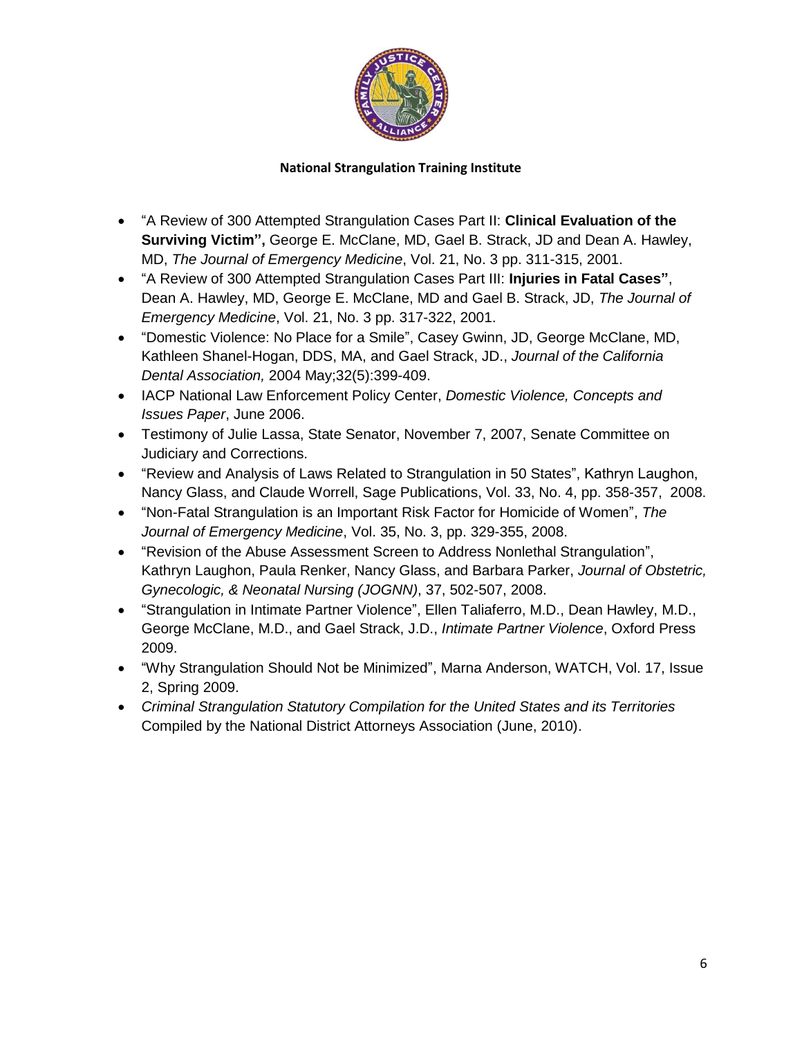**National Strangulation Training Institute**

- "A Review of 300 Attempted Strangulation Cases Part II: **Clinical Evaluation of the Surviving Victim",** George E. McClane, MD, Gael B. Strack, JD and Dean A. Hawley, MD, *The Journal of Emergency Medicine*, Vol. 21, No. 3 pp. 311-315, 2001.
- "A Review of 300 Attempted Strangulation Cases Part III: **Injuries in Fatal Cases"**, Dean A. Hawley, MD, George E. McClane, MD and Gael B. Strack, JD, *The Journal of Emergency Medicine*, Vol. 21, No. 3 pp. 317-322, 2001.
- "Domestic Violence: No Place for a Smile", Casey Gwinn, JD, George McClane, MD, Kathleen Shanel-Hogan, DDS, MA, and Gael Strack, JD., *Journal of the California Dental Association,* 2004 May;32(5):399-409.
- IACP National Law Enforcement Policy Center, *Domestic Violence, Concepts and Issues Paper*, June 2006.
- Testimony of Julie Lassa, State Senator, November 7, 2007, Senate Committee on Judiciary and Corrections.
- "Review and Analysis of Laws Related to Strangulation in 50 States", Kathryn Laughon, Nancy Glass, and Claude Worrell, Sage Publications, Vol. 33, No. 4, pp. 358-357, 2008.
- "Non-Fatal Strangulation is an Important Risk Factor for Homicide of Women", *The Journal of Emergency Medicine*, Vol. 35, No. 3, pp. 329-355, 2008.
- "Revision of the Abuse Assessment Screen to Address Nonlethal Strangulation", Kathryn Laughon, Paula Renker, Nancy Glass, and Barbara Parker, *Journal of Obstetric, Gynecologic, & Neonatal Nursing (JOGNN)*, 37, 502-507, 2008.
- "Strangulation in Intimate Partner Violence", Ellen Taliaferro, M.D., Dean Hawley, M.D., George McClane, M.D., and Gael Strack, J.D., *Intimate Partner Violence*, Oxford Press 2009.
- "Why Strangulation Should Not be Minimized", Marna Anderson, WATCH, Vol. 17, Issue 2, Spring 2009.
- *Criminal Strangulation Statutory Compilation for the United States and its Territories* Compiled by the National District Attorneys Association (June, 2010).